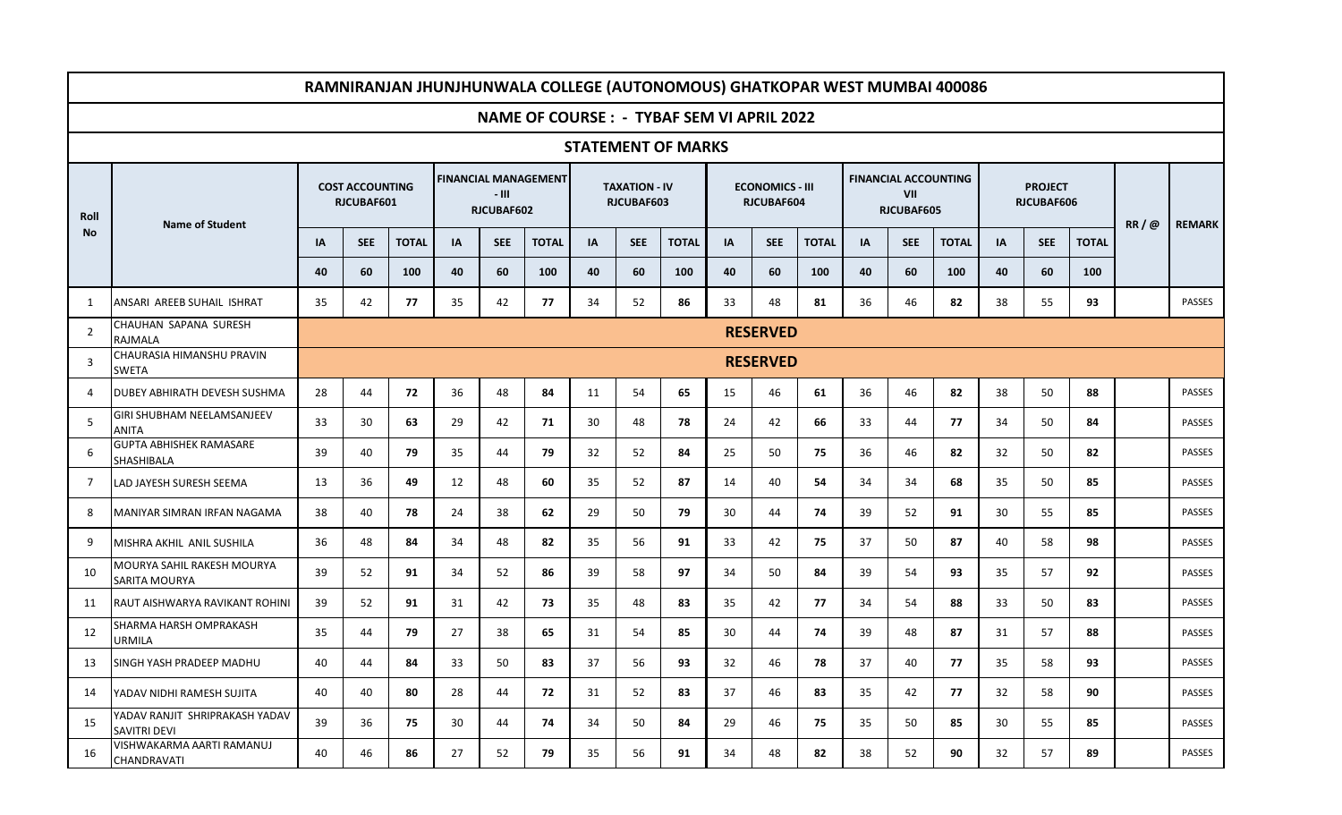# RAMNIRANJAN JHUNJHUNWALA COLLEGE (AUTONOMOUS) GHATKOPAR WEST MUMBAI 400086

## NAME OF COURSE : - TYBAF SEM VI APRIL 2022

## STATEMENT OF MARKS

| Roll No | Name of Student | COST ACCOUNTING RJCUBAF601 | | | FINANCIAL MANAGEMENT - III RJCUBAF602 | | | TAXATION - IV RJCUBAF603 | | | ECONOMICS - III RJCUBAF604 | | | FINANCIAL ACCOUNTING VII RJCUBAF605 | | | PROJECT RJCUBAF606 | | | RR / @ | REMARK |
|---|---|---|---|---|---|---|---|---|---|---|---|---|---|---|---|---|---|---|---|---|---|
| | | IA | SEE | TOTAL | IA | SEE | TOTAL | IA | SEE | TOTAL | IA | SEE | TOTAL | IA | SEE | TOTAL | IA | SEE | TOTAL | | |
| | | 40 | 60 | 100 | 40 | 60 | 100 | 40 | 60 | 100 | 40 | 60 | 100 | 40 | 60 | 100 | 40 | 60 | 100 | | |
| 1 | ANSARI AREEB SUHAIL ISHRAT | 35 | 42 | **77** | 35 | 42 | **77** | 34 | 52 | **86** | 33 | 48 | **81** | 36 | 46 | **82** | 38 | 55 | **93** | | PASSES |
| 2 | CHAUHAN SAPANA SURESH RAJMALA | **RESERVED** | | | | | | | | | | | | | | | | | | | |
| 3 | CHAURASIA HIMANSHU PRAVIN SWETA | **RESERVED** | | | | | | | | | | | | | | | | | | | |
| 4 | DUBEY ABHIRATH DEVESH SUSHMA | 28 | 44 | **72** | 36 | 48 | **84** | 11 | 54 | **65** | 15 | 46 | **61** | 36 | 46 | **82** | 38 | 50 | **88** | | PASSES |
| 5 | GIRI SHUBHAM NEELAMSANJEEV ANITA | 33 | 30 | **63** | 29 | 42 | **71** | 30 | 48 | **78** | 24 | 42 | **66** | 33 | 44 | **77** | 34 | 50 | **84** | | PASSES |
| 6 | GUPTA ABHISHEK RAMASARE SHASHIBALA | 39 | 40 | **79** | 35 | 44 | **79** | 32 | 52 | **84** | 25 | 50 | **75** | 36 | 46 | **82** | 32 | 50 | **82** | | PASSES |
| 7 | LAD JAYESH SURESH SEEMA | 13 | 36 | **49** | 12 | 48 | **60** | 35 | 52 | **87** | 14 | 40 | **54** | 34 | 34 | **68** | 35 | 50 | **85** | | PASSES |
| 8 | MANIYAR SIMRAN IRFAN NAGAMA | 38 | 40 | **78** | 24 | 38 | **62** | 29 | 50 | **79** | 30 | 44 | **74** | 39 | 52 | **91** | 30 | 55 | **85** | | PASSES |
| 9 | MISHRA AKHIL ANIL SUSHILA | 36 | 48 | **84** | 34 | 48 | **82** | 35 | 56 | **91** | 33 | 42 | **75** | 37 | 50 | **87** | 40 | 58 | **98** | | PASSES |
| 10 | MOURYA SAHIL RAKESH MOURYA SARITA MOURYA | 39 | 52 | **91** | 34 | 52 | **86** | 39 | 58 | **97** | 34 | 50 | **84** | 39 | 54 | **93** | 35 | 57 | **92** | | PASSES |
| 11 | RAUT AISHWARYA RAVIKANT ROHINI | 39 | 52 | **91** | 31 | 42 | **73** | 35 | 48 | **83** | 35 | 42 | **77** | 34 | 54 | **88** | 33 | 50 | **83** | | PASSES |
| 12 | SHARMA HARSH OMPRAKASH URMILA | 35 | 44 | **79** | 27 | 38 | **65** | 31 | 54 | **85** | 30 | 44 | **74** | 39 | 48 | **87** | 31 | 57 | **88** | | PASSES |
| 13 | SINGH YASH PRADEEP MADHU | 40 | 44 | **84** | 33 | 50 | **83** | 37 | 56 | **93** | 32 | 46 | **78** | 37 | 40 | **77** | 35 | 58 | **93** | | PASSES |
| 14 | YADAV NIDHI RAMESH SUJITA | 40 | 40 | **80** | 28 | 44 | **72** | 31 | 52 | **83** | 37 | 46 | **83** | 35 | 42 | **77** | 32 | 58 | **90** | | PASSES |
| 15 | YADAV RANJIT SHRIPRAKASH YADAV SAVITRI DEVI | 39 | 36 | **75** | 30 | 44 | **74** | 34 | 50 | **84** | 29 | 46 | **75** | 35 | 50 | **85** | 30 | 55 | **85** | | PASSES |
| 16 | VISHWAKARMA AARTI RAMANUJ CHANDRAVATI | 40 | 46 | **86** | 27 | 52 | **79** | 35 | 56 | **91** | 34 | 48 | **82** | 38 | 52 | **90** | 32 | 57 | **89** | | PASSES |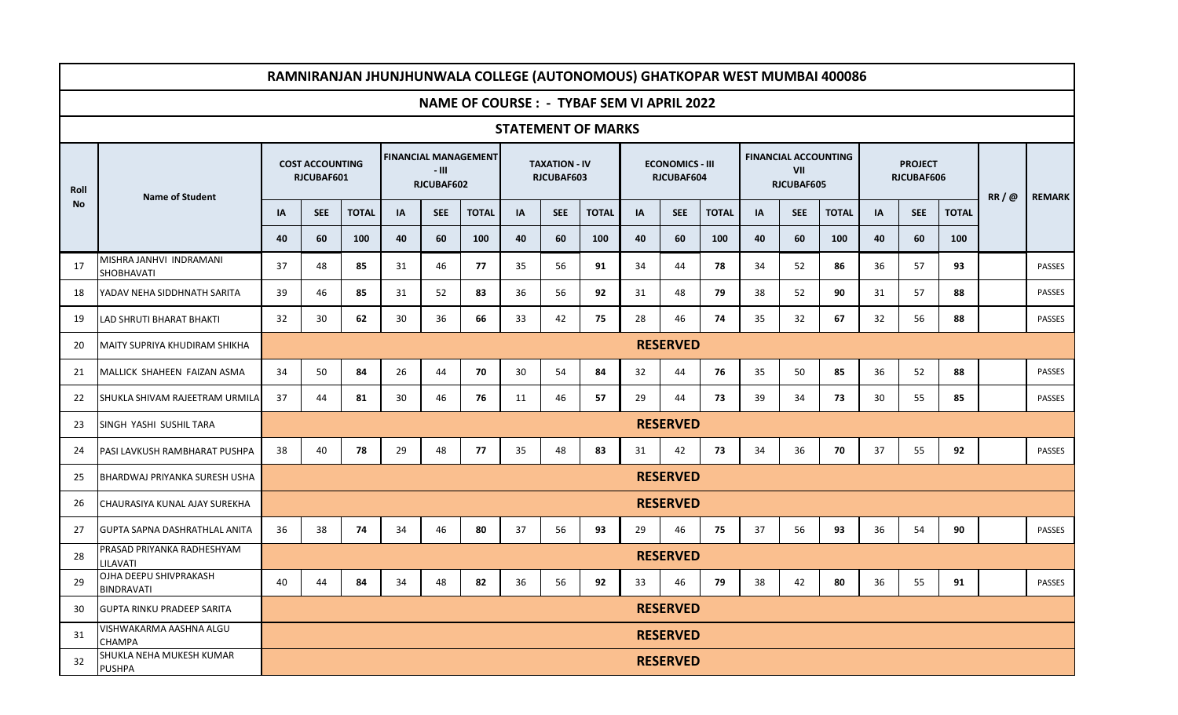# RAMNIRANJAN JHUNJHUNWALA COLLEGE (AUTONOMOUS) GHATKOPAR WEST MUMBAI 400086

## NAME OF COURSE : - TYBAF SEM VI APRIL 2022

### STATEMENT OF MARKS

| Roll No | Name of Student | COST ACCOUNTING RJCUBAF601 | | | FINANCIAL MANAGEMENT - III RJCUBAF602 | | | TAXATION - IV RJCUBAF603 | | | ECONOMICS - III RJCUBAF604 | | | FINANCIAL ACCOUNTING VII RJCUBAF605 | | | PROJECT RJCUBAF606 | | | RR / @ | REMARK |
|---|---|---|---|---|---|---|---|---|---|---|---|---|---|---|---|---|---|---|---|---|---|
| | | IA | SEE | TOTAL | IA | SEE | TOTAL | IA | SEE | TOTAL | IA | SEE | TOTAL | IA | SEE | TOTAL | IA | SEE | TOTAL | | |
| | | 40 | 60 | 100 | 40 | 60 | 100 | 40 | 60 | 100 | 40 | 60 | 100 | 40 | 60 | 100 | 40 | 60 | 100 | | |
| 17 | MISHRA JANHVI INDRAMANI SHOBHAVATI | 37 | 48 | **85** | 31 | 46 | **77** | 35 | 56 | **91** | 34 | 44 | **78** | 34 | 52 | **86** | 36 | 57 | **93** | | PASSES |
| 18 | YADAV NEHA SIDDHNATH SARITA | 39 | 46 | **85** | 31 | 52 | **83** | 36 | 56 | **92** | 31 | 48 | **79** | 38 | 52 | **90** | 31 | 57 | **88** | | PASSES |
| 19 | LAD SHRUTI BHARAT BHAKTI | 32 | 30 | **62** | 30 | 36 | **66** | 33 | 42 | **75** | 28 | 46 | **74** | 35 | 32 | **67** | 32 | 56 | **88** | | PASSES |
| 20 | MAITY SUPRIYA KHUDIRAM SHIKHA | **RESERVED** | | | | | | | | | | | | | | | | | | | |
| 21 | MALLICK SHAHEEN FAIZAN ASMA | 34 | 50 | **84** | 26 | 44 | **70** | 30 | 54 | **84** | 32 | 44 | **76** | 35 | 50 | **85** | 36 | 52 | **88** | | PASSES |
| 22 | SHUKLA SHIVAM RAJEETRAM URMILA | 37 | 44 | **81** | 30 | 46 | **76** | 11 | 46 | **57** | 29 | 44 | **73** | 39 | 34 | **73** | 30 | 55 | **85** | | PASSES |
| 23 | SINGH YASHI SUSHIL TARA | **RESERVED** | | | | | | | | | | | | | | | | | | | |
| 24 | PASI LAVKUSH RAMBHARAT PUSHPA | 38 | 40 | **78** | 29 | 48 | **77** | 35 | 48 | **83** | 31 | 42 | **73** | 34 | 36 | **70** | 37 | 55 | **92** | | PASSES |
| 25 | BHARDWAJ PRIYANKA SURESH USHA | **RESERVED** | | | | | | | | | | | | | | | | | | | |
| 26 | CHAURASIYA KUNAL AJAY SUREKHA | **RESERVED** | | | | | | | | | | | | | | | | | | | |
| 27 | GUPTA SAPNA DASHRATHLAL ANITA | 36 | 38 | **74** | 34 | 46 | **80** | 37 | 56 | **93** | 29 | 46 | **75** | 37 | 56 | **93** | 36 | 54 | **90** | | PASSES |
| 28 | PRASAD PRIYANKA RADHESHYAM LILAVATI | **RESERVED** | | | | | | | | | | | | | | | | | | | |
| 29 | OJHA DEEPU SHIVPRAKASH BINDRAVATI | 40 | 44 | **84** | 34 | 48 | **82** | 36 | 56 | **92** | 33 | 46 | **79** | 38 | 42 | **80** | 36 | 55 | **91** | | PASSES |
| 30 | GUPTA RINKU PRADEEP SARITA | **RESERVED** | | | | | | | | | | | | | | | | | | | |
| 31 | VISHWAKARMA AASHNA ALGU CHAMPA | **RESERVED** | | | | | | | | | | | | | | | | | | | |
| 32 | SHUKLA NEHA MUKESH KUMAR PUSHPA | **RESERVED** | | | | | | | | | | | | | | | | | | | |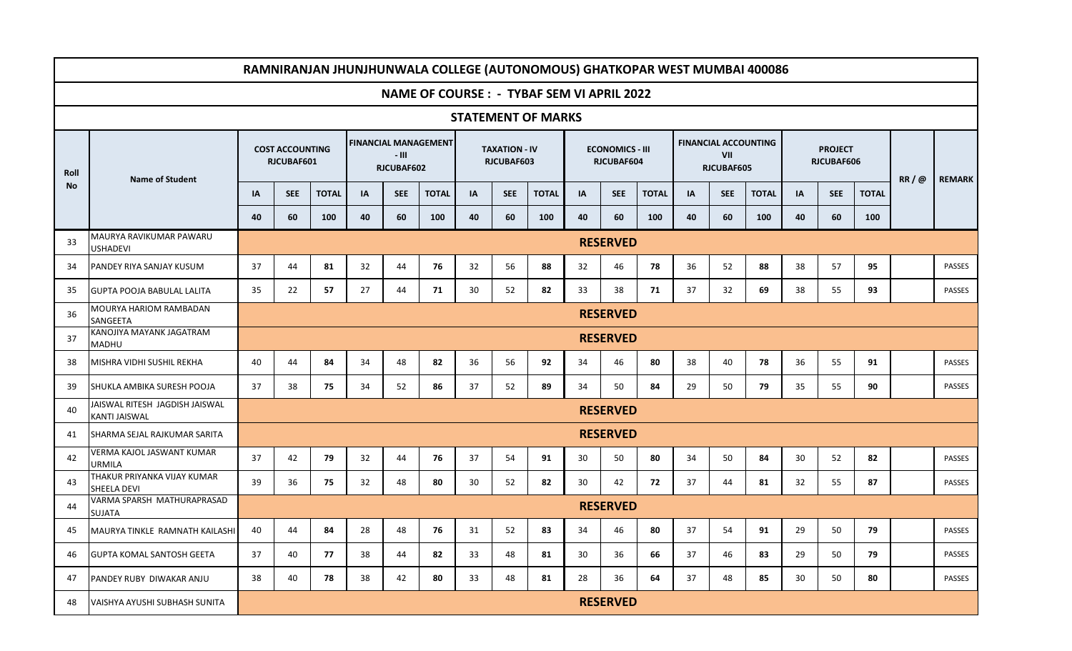# RAMNIRANJAN JHUNJHUNWALA COLLEGE (AUTONOMOUS) GHATKOPAR WEST MUMBAI 400086

## NAME OF COURSE : - TYBAF SEM VI APRIL 2022

## STATEMENT OF MARKS

| Roll No | Name of Student | COST ACCOUNTING RJCUBAF601 | | | FINANCIAL MANAGEMENT - III RJCUBAF602 | | | TAXATION - IV RJCUBAF603 | | | ECONOMICS - III RJCUBAF604 | | | FINANCIAL ACCOUNTING VII RJCUBAF605 | | | PROJECT RJCUBAF606 | | | RR / @ | REMARK |
|---|---|---|---|---|---|---|---|---|---|---|---|---|---|---|---|---|---|---|---|---|---|
| | | IA | SEE | TOTAL | IA | SEE | TOTAL | IA | SEE | TOTAL | IA | SEE | TOTAL | IA | SEE | TOTAL | IA | SEE | TOTAL | | |
| | | 40 | 60 | 100 | 40 | 60 | 100 | 40 | 60 | 100 | 40 | 60 | 100 | 40 | 60 | 100 | 40 | 60 | 100 | | |
| 33 | MAURYA RAVIKUMAR PAWARU USHADEVI | RESERVED | | | | | | | | | | | | | | | | | | | |
| 34 | PANDEY RIYA SANJAY KUSUM | 37 | 44 | **81** | 32 | 44 | **76** | 32 | 56 | **88** | 32 | 46 | **78** | 36 | 52 | **88** | 38 | 57 | **95** | | PASSES |
| 35 | GUPTA POOJA BABULAL LALITA | 35 | 22 | **57** | 27 | 44 | **71** | 30 | 52 | **82** | 33 | 38 | **71** | 37 | 32 | **69** | 38 | 55 | **93** | | PASSES |
| 36 | MOURYA HARIOM RAMBADAN SANGEETA | RESERVED | | | | | | | | | | | | | | | | | | | |
| 37 | KANOJIYA MAYANK JAGATRAM MADHU | RESERVED | | | | | | | | | | | | | | | | | | | |
| 38 | MISHRA VIDHI SUSHIL REKHA | 40 | 44 | **84** | 34 | 48 | **82** | 36 | 56 | **92** | 34 | 46 | **80** | 38 | 40 | **78** | 36 | 55 | **91** | | PASSES |
| 39 | SHUKLA AMBIKA SURESH POOJA | 37 | 38 | **75** | 34 | 52 | **86** | 37 | 52 | **89** | 34 | 50 | **84** | 29 | 50 | **79** | 35 | 55 | **90** | | PASSES |
| 40 | JAISWAL RITESH JAGDISH JAISWAL KANTI JAISWAL | RESERVED | | | | | | | | | | | | | | | | | | | |
| 41 | SHARMA SEJAL RAJKUMAR SARITA | RESERVED | | | | | | | | | | | | | | | | | | | |
| 42 | VERMA KAJOL JASWANT KUMAR URMILA | 37 | 42 | **79** | 32 | 44 | **76** | 37 | 54 | **91** | 30 | 50 | **80** | 34 | 50 | **84** | 30 | 52 | **82** | | PASSES |
| 43 | THAKUR PRIYANKA VIJAY KUMAR SHEELA DEVI | 39 | 36 | **75** | 32 | 48 | **80** | 30 | 52 | **82** | 30 | 42 | **72** | 37 | 44 | **81** | 32 | 55 | **87** | | PASSES |
| 44 | VARMA SPARSH MATHURAPRASAD SUJATA | RESERVED | | | | | | | | | | | | | | | | | | | |
| 45 | MAURYA TINKLE RAMNATH KAILASHI | 40 | 44 | **84** | 28 | 48 | **76** | 31 | 52 | **83** | 34 | 46 | **80** | 37 | 54 | **91** | 29 | 50 | **79** | | PASSES |
| 46 | GUPTA KOMAL SANTOSH GEETA | 37 | 40 | **77** | 38 | 44 | **82** | 33 | 48 | **81** | 30 | 36 | **66** | 37 | 46 | **83** | 29 | 50 | **79** | | PASSES |
| 47 | PANDEY RUBY DIWAKAR ANJU | 38 | 40 | **78** | 38 | 42 | **80** | 33 | 48 | **81** | 28 | 36 | **64** | 37 | 48 | **85** | 30 | 50 | **80** | | PASSES |
| 48 | VAISHYA AYUSHI SUBHASH SUNITA | RESERVED | | | | | | | | | | | | | | | | | | | |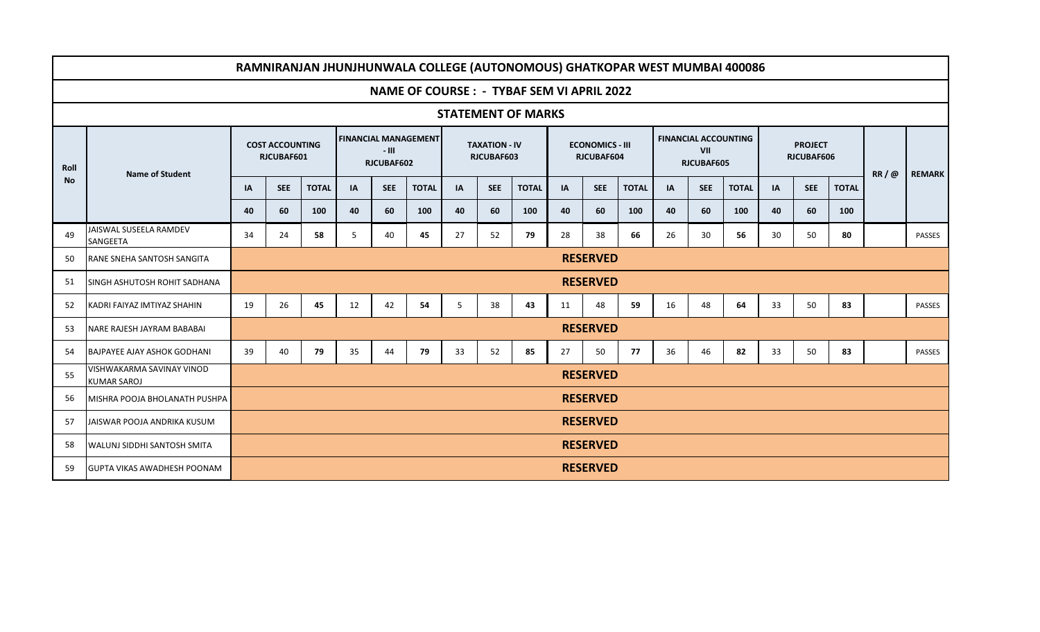# RAMNIRANJAN JHUNJHUNWALA COLLEGE (AUTONOMOUS) GHATKOPAR WEST MUMBAI 400086

## NAME OF COURSE : - TYBAF SEM VI APRIL 2022

## STATEMENT OF MARKS

| Roll No | Name of Student | COST ACCOUNTING RJCUBAF601 | | | FINANCIAL MANAGEMENT - III RJCUBAF602 | | | TAXATION - IV RJCUBAF603 | | | ECONOMICS - III RJCUBAF604 | | | FINANCIAL ACCOUNTING VII RJCUBAF605 | | | PROJECT RJCUBAF606 | | | RR / @ | REMARK |
|---|---|---|---|---|---|---|---|---|---|---|---|---|---|---|---|---|---|---|---|---|---|
| | | IA | SEE | TOTAL | IA | SEE | TOTAL | IA | SEE | TOTAL | IA | SEE | TOTAL | IA | SEE | TOTAL | IA | SEE | TOTAL | | |
| | | 40 | 60 | 100 | 40 | 60 | 100 | 40 | 60 | 100 | 40 | 60 | 100 | 40 | 60 | 100 | 40 | 60 | 100 | | |
| 49 | JAISWAL SUSEELA RAMDEV SANGEETA | 34 | 24 | **58** | 5 | 40 | **45** | 27 | 52 | **79** | 28 | 38 | **66** | 26 | 30 | **56** | 30 | 50 | **80** | | PASSES |
| 50 | RANE SNEHA SANTOSH SANGITA | **RESERVED** | | | | | | | | | | | | | | | | | | | |
| 51 | SINGH ASHUTOSH ROHIT SADHANA | **RESERVED** | | | | | | | | | | | | | | | | | | | |
| 52 | KADRI FAIYAZ IMTIYAZ SHAHIN | 19 | 26 | **45** | 12 | 42 | **54** | 5 | 38 | **43** | 11 | 48 | **59** | 16 | 48 | **64** | 33 | 50 | **83** | | PASSES |
| 53 | NARE RAJESH JAYRAM BABABAI | **RESERVED** | | | | | | | | | | | | | | | | | | | |
| 54 | BAJPAYEE AJAY ASHOK GODHANI | 39 | 40 | **79** | 35 | 44 | **79** | 33 | 52 | **85** | 27 | 50 | **77** | 36 | 46 | **82** | 33 | 50 | **83** | | PASSES |
| 55 | VISHWAKARMA SAVINAY VINOD KUMAR SAROJ | **RESERVED** | | | | | | | | | | | | | | | | | | | |
| 56 | MISHRA POOJA BHOLANATH PUSHPA | **RESERVED** | | | | | | | | | | | | | | | | | | | |
| 57 | JAISWAR POOJA ANDRIKA KUSUM | **RESERVED** | | | | | | | | | | | | | | | | | | | |
| 58 | WALUNJ SIDDHI SANTOSH SMITA | **RESERVED** | | | | | | | | | | | | | | | | | | | |
| 59 | GUPTA VIKAS AWADHESH POONAM | **RESERVED** | | | | | | | | | | | | | | | | | | | |